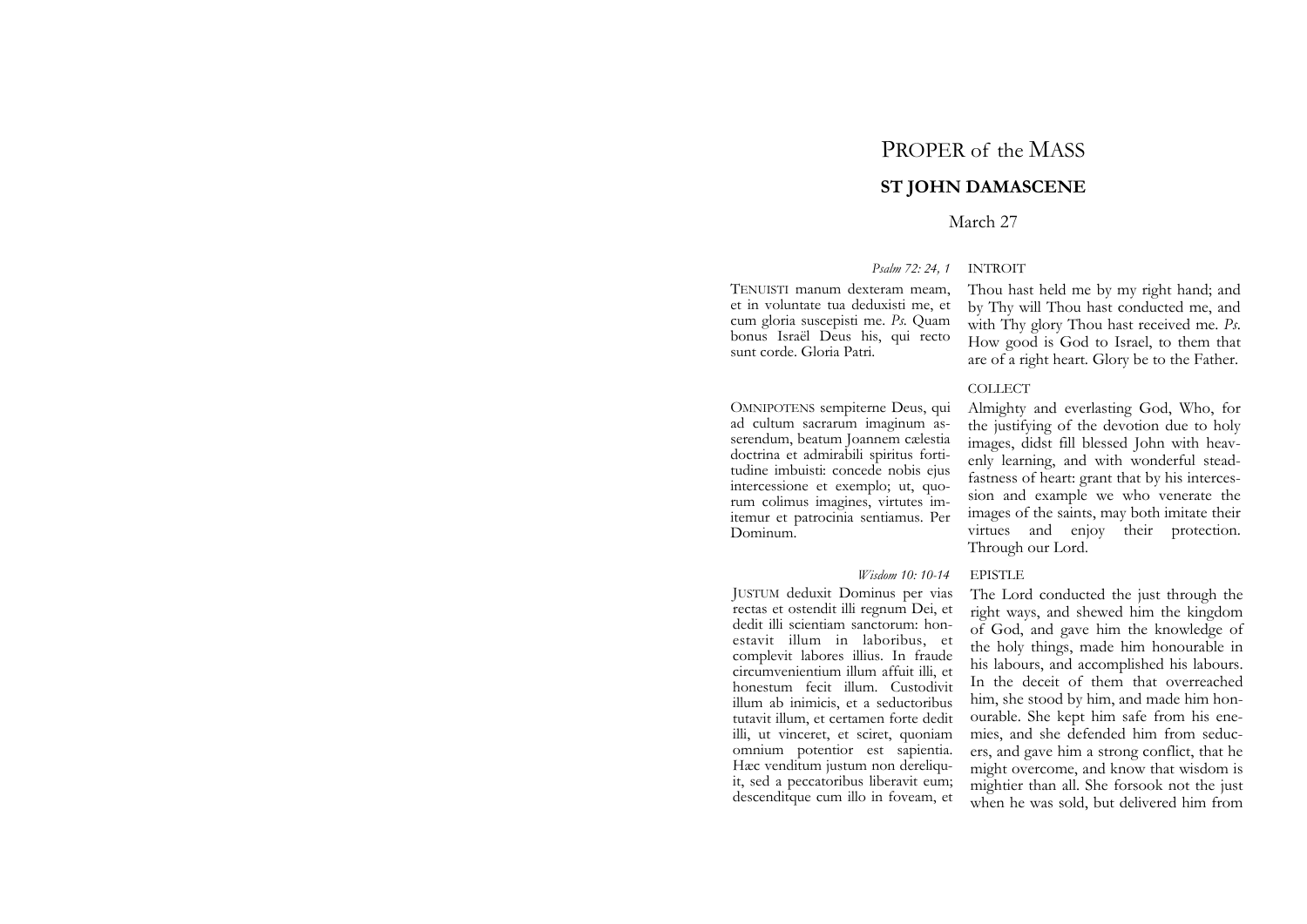# PROPER of the MASS

## ST JOHN DAMASCENE

March 27

### INTROIT

*Psalm 72: 24, 1*

TENUISTI manum dexteram meam, et in voluntate tua deduxisti me, et cum gloria suscepisti me. *Ps.* Quam bonus Israël Deus his, qui recto sunt corde. Gloria Patri.

Thou hast held me by my right hand; and by Thy will Thou hast conducted me, and with Thy glory Thou hast received me. *Ps.* How good is God to Israel, to them that are of a right heart. Glory be to the Father.

### COLLECT

OMNIPOTENS sempiterne Deus, qui ad cultum sacrarum imaginum asserendum, beatum Joannem cælestia doctrina et admirabili spiritus fortitudine imbuisti: concede nobis ejus intercessione et exemplo; ut, quorum colimus imagines, virtutes imitemur et patrocinia sentiamus. Per Dominum.

Almighty and everlasting God, Who, for the justifying of the devotion due to holy images, didst fill blessed John with heavenly learning, and with wonderful steadfastness of heart: grant that by his intercession and example we who venerate the images of the saints, may both imitate their virtues and enjoy their protection. Through our Lord.

### EPISTLE

*Wisdom 10: 10-14*

JUSTUM deduxit Dominus per vias rectas et ostendit illi regnum Dei, et dedit illi scientiam sanctorum: honestavit illum in laboribus, et complevit labores illius. In fraude circumvenientium illum affuit illi, et honestum fecit illum. Custodivit illum ab inimicis, et a seductoribus tutavit illum, et certamen forte dedit illi, ut vinceret, et sciret, quoniam omnium potentior est sapientia. Hæc venditum justum non dereliquit, sed a peccatoribus liberavit eum; descenditque cum illo in foveam, et

The Lord conducted the just through the right ways, and shewed him the kingdom of God, and gave him the knowledge of the holy things, made him honourable in his labours, and accomplished his labours. In the deceit of them that overreached him, she stood by him, and made him honourable. She kept him safe from his enemies, and she defended him from seducers, and gave him a strong conflict, that he might overcome, and know that wisdom is mightier than all. She forsook not the just when he was sold, but delivered him from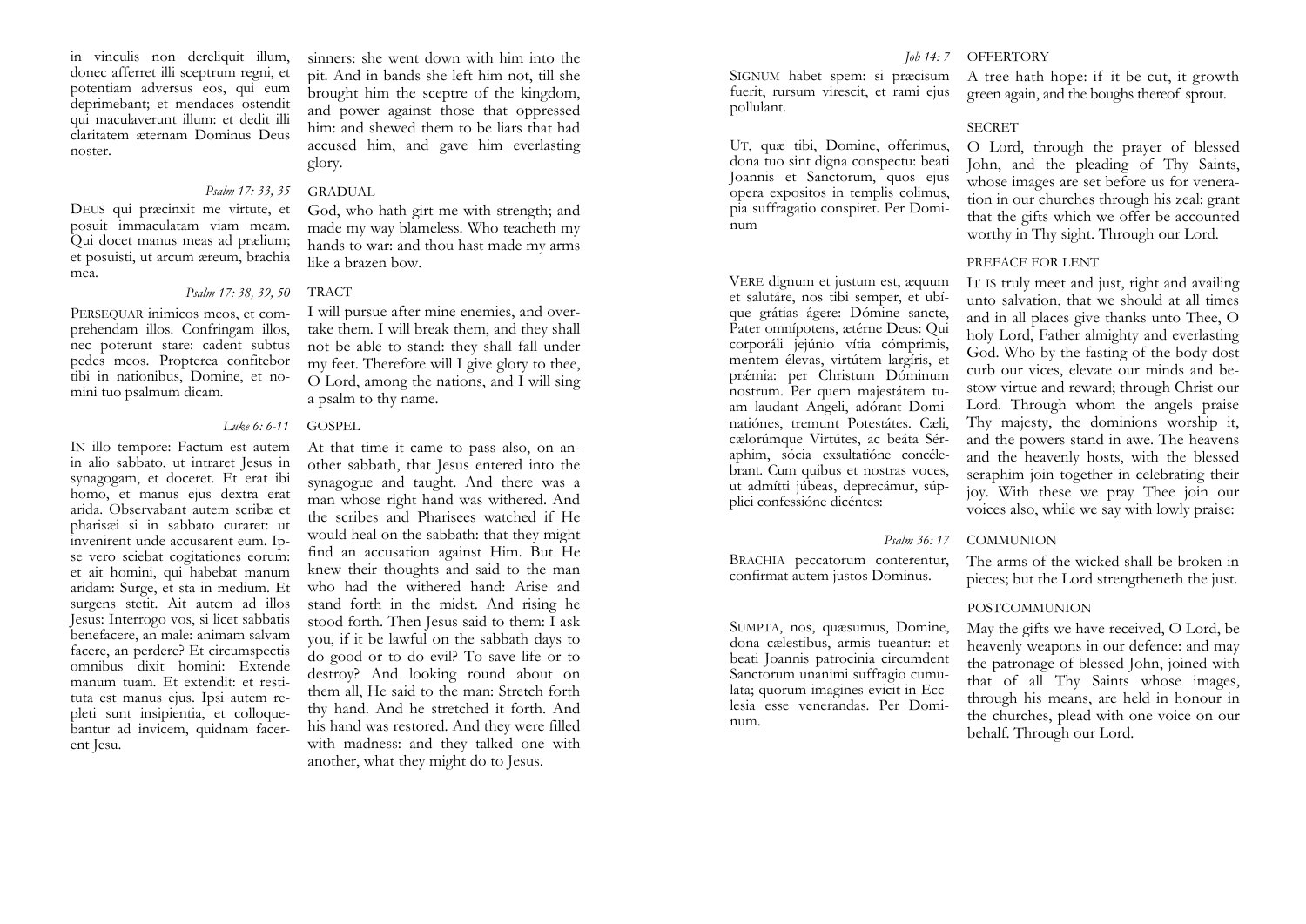in vinculis non dereliquit illum, donec afferret illi sceptrum regni, et potentiam adversus eos, qui eum deprimebant; et mendaces ostendit qui maculaverunt illum: et dedit illi claritatem æternam Dominus Deus noster.

sinners: she went down with him into the pit. And in bands she left him not, till she brought him the sceptre of the kingdom, and power against those that oppressed him: and shewed them to be liars that had accused him, and gave him everlasting glory.

*Psalm 17: 33, 35*

GRADUAL

DEUS qui præcinxit me virtute, et posuit immaculatam viam meam. Qui docet manus meas ad prælium; et posuisti, ut arcum æreum, brachia mea.

God, who hath girt me with strength; and made my way blameless. Who teacheth my hands to war: and thou hast made my arms like a brazen bow.

*Psalm 17: 38, 39, 50*

TRACT

PERSEQUAR inimicos meos, et comprehendam illos. Confringam illos, nec poterunt stare: cadent subtus pedes meos. Propterea confitebor tibi in nationibus, Domine, et nomini tuo psalmum dicam.

I will pursue after mine enemies, and overtake them. I will break them, and they shall not be able to stand: they shall fall under my feet. Therefore will I give glory to thee, O Lord, among the nations, and I will sing a psalm to thy name.

*Luke 6: 6-11*

GOSPEL

IN illo tempore: Factum est autem in alio sabbato, ut intraret Jesus in synagogam, et doceret. Et erat ibi homo, et manus ejus dextra erat arida. Observabant autem scribæ et pharisæi si in sabbato curaret: ut invenirent unde accusarent eum. Ipse vero sciebat cogitationes eorum: et ait homini, qui habebat manum aridam: Surge, et sta in medium. Et surgens stetit. Ait autem ad illos Jesus: Interrogo vos, si licet sabbatis benefacere, an male: animam salvam facere, an perdere? Et circumspectis omnibus dixit homini: Extende manum tuam. Et extendit: et restituta est manus ejus. Ipsi autem repleti sunt insipientia, et colloquebantur ad invicem, quidnam facerent Jesu.

At that time it came to pass also, on another sabbath, that Jesus entered into the synagogue and taught. And there was a man whose right hand was withered. And the scribes and Pharisees watched if He would heal on the sabbath: that they might find an accusation against Him. But He knew their thoughts and said to the man who had the withered hand: Arise and stand forth in the midst. And rising he stood forth. Then Jesus said to them: I ask you, if it be lawful on the sabbath days to do good or to do evil? To save life or to destroy? And looking round about on them all, He said to the man: Stretch forth thy hand. And he stretched it forth. And his hand was restored. And they were filled with madness: and they talked one with another, what they might do to Jesus.

*Job 14: 7*

OFFERTORY

SIGNUM habet spem: si præcisum fuerit, rursum virescit, et rami ejus pullulant.

A tree hath hope: if it be cut, it growth green again, and the boughs thereof sprout.

SECRET

UT, quæ tibi, Domine, offerimus, dona tuo sint digna conspectu: beati Joannis et Sanctorum, quos ejus opera expositos in templis colimus, pia suffragatio conspiret. Per Dominum

O Lord, through the prayer of blessed John, and the pleading of Thy Saints, whose images are set before us for veneration in our churches through his zeal: grant that the gifts which we offer be accounted worthy in Thy sight. Through our Lord.

PREFACE FOR LENT

VERE dignum et justum est, æquum et salutáre, nos tibi semper, et ubíque grátias ágere: Dómine sancte, Pater omnípotens, ætérne Deus: Qui corporáli jejúnio vítia cómprimis, mentem élevas, virtútem largíris, et prǽmia: per Christum Dóminum nostrum. Per quem majestátem tuam laudant Angeli, adórant Dominatiónes, tremunt Potestátes. Cæli, cælorúmque Virtútes, ac beáta Séraphim, sócia exsultatióne concélebrant. Cum quibus et nostras voces, ut admítti júbeas, deprecámur, súpplici confessióne dicéntes:

IT IS truly meet and just, right and availing unto salvation, that we should at all times and in all places give thanks unto Thee, O holy Lord, Father almighty and everlasting God. Who by the fasting of the body dost curb our vices, elevate our minds and bestow virtue and reward; through Christ our Lord. Through whom the angels praise Thy majesty, the dominions worship it, and the powers stand in awe. The heavens and the heavenly hosts, with the blessed seraphim join together in celebrating their joy. With these we pray Thee join our voices also, while we say with lowly praise:

*Psalm 36: 17*

COMMUNION

BRACHIA peccatorum conterentur, confirmat autem justos Dominus.

The arms of the wicked shall be broken in pieces; but the Lord strengtheneth the just.

POSTCOMMUNION

SUMPTA, nos, quæsumus, Domine, dona cælestibus, armis tueantur: et beati Joannis patrocinia circumdent Sanctorum unanimi suffragio cumulata; quorum imagines evicit in Ecclesia esse venerandas. Per Dominum.

May the gifts we have received, O Lord, be heavenly weapons in our defence: and may the patronage of blessed John, joined with that of all Thy Saints whose images, through his means, are held in honour in the churches, plead with one voice on our behalf. Through our Lord.